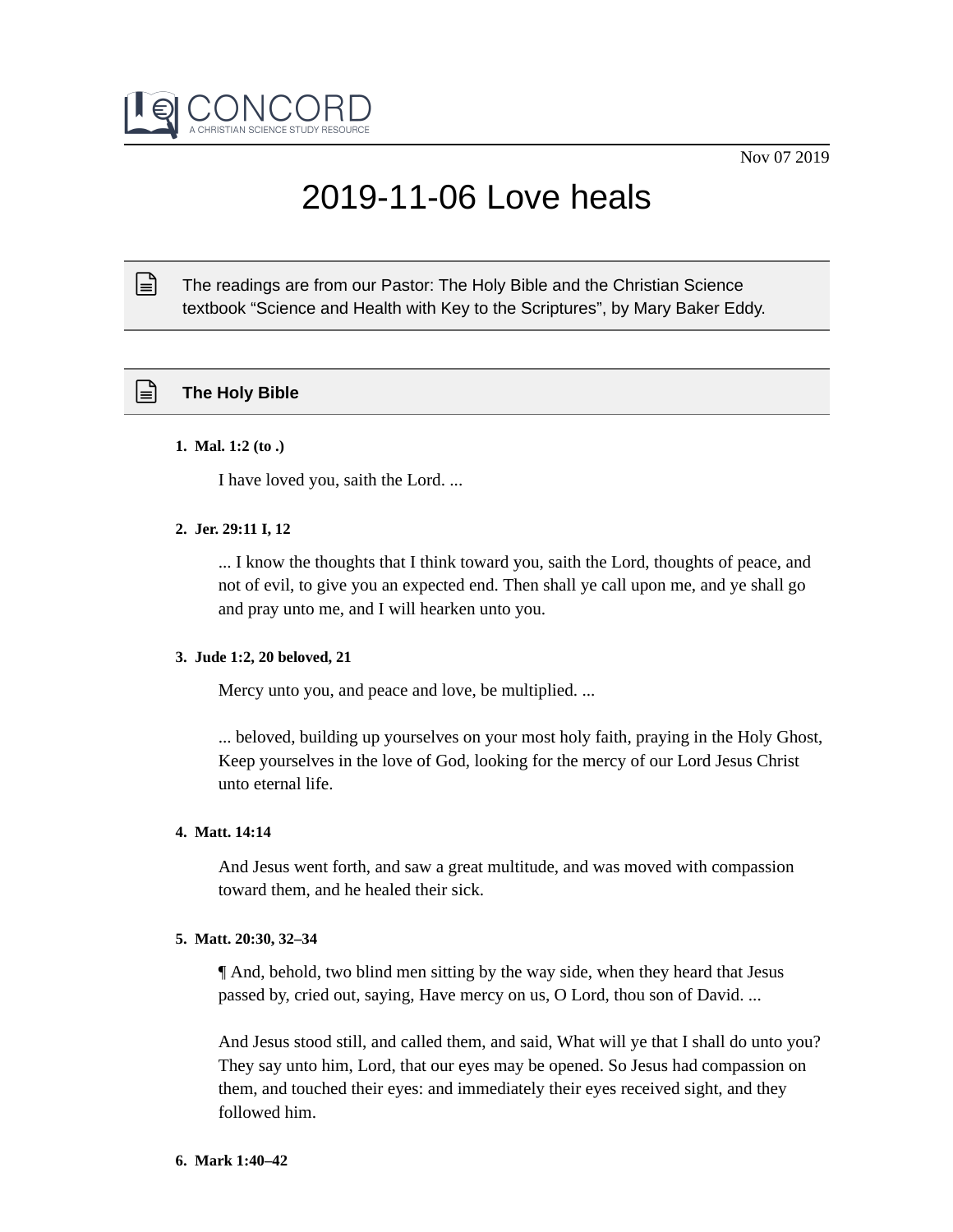CONCORD
A CHRISTIAN SCIENCE STUDY RESOURCE

Nov 07 2019

# 2019-11-06 Love heals

The readings are from our Pastor: The Holy Bible and the Christian Science textbook “Science and Health with Key to the Scriptures”, by Mary Baker Eddy.

## The Holy Bible

1. **Mal. 1:2 (to .)**

   I have loved you, saith the Lord. ...

2. **Jer. 29:11 I, 12**

   ... I know the thoughts that I think toward you, saith the Lord, thoughts of peace, and not of evil, to give you an expected end. Then shall ye call upon me, and ye shall go and pray unto me, and I will hearken unto you.

3. **Jude 1:2, 20 beloved, 21**

   Mercy unto you, and peace and love, be multiplied. ...

   ... beloved, building up yourselves on your most holy faith, praying in the Holy Ghost, Keep yourselves in the love of God, looking for the mercy of our Lord Jesus Christ unto eternal life.

4. **Matt. 14:14**

   And Jesus went forth, and saw a great multitude, and was moved with compassion toward them, and he healed their sick.

5. **Matt. 20:30, 32–34**

   ¶ And, behold, two blind men sitting by the way side, when they heard that Jesus passed by, cried out, saying, Have mercy on us, O Lord, thou son of David. ...

   And Jesus stood still, and called them, and said, What will ye that I shall do unto you? They say unto him, Lord, that our eyes may be opened. So Jesus had compassion on them, and touched their eyes: and immediately their eyes received sight, and they followed him.

6. **Mark 1:40–42**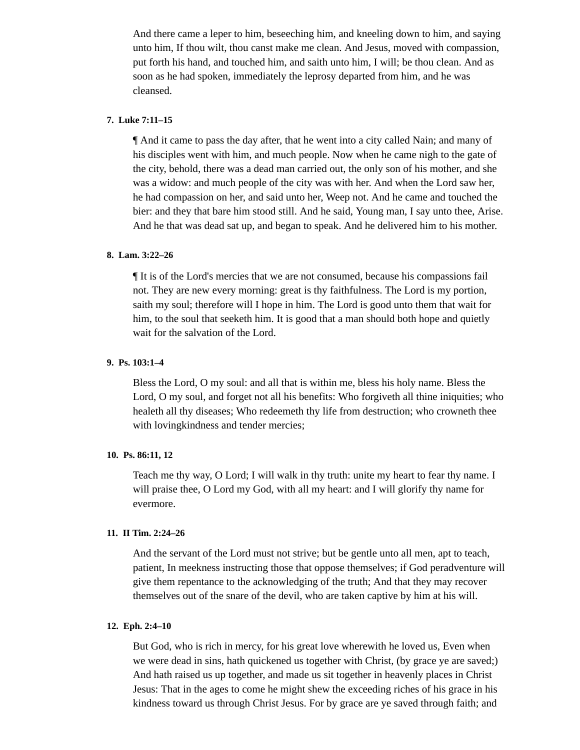And there came a leper to him, beseeching him, and kneeling down to him, and saying unto him, If thou wilt, thou canst make me clean. And Jesus, moved with compassion, put forth his hand, and touched him, and saith unto him, I will; be thou clean. And as soon as he had spoken, immediately the leprosy departed from him, and he was cleansed.

7. **Luke 7:11–15**

> ¶ And it came to pass the day after, that he went into a city called Nain; and many of his disciples went with him, and much people. Now when he came nigh to the gate of the city, behold, there was a dead man carried out, the only son of his mother, and she was a widow: and much people of the city was with her. And when the Lord saw her, he had compassion on her, and said unto her, Weep not. And he came and touched the bier: and they that bare him stood still. And he said, Young man, I say unto thee, Arise. And he that was dead sat up, and began to speak. And he delivered him to his mother.

8. **Lam. 3:22–26**

> ¶ It is of the Lord's mercies that we are not consumed, because his compassions fail not. They are new every morning: great is thy faithfulness. The Lord is my portion, saith my soul; therefore will I hope in him. The Lord is good unto them that wait for him, to the soul that seeketh him. It is good that a man should both hope and quietly wait for the salvation of the Lord.

9. **Ps. 103:1–4**

> Bless the Lord, O my soul: and all that is within me, bless his holy name. Bless the Lord, O my soul, and forget not all his benefits: Who forgiveth all thine iniquities; who healeth all thy diseases; Who redeemeth thy life from destruction; who crowneth thee with lovingkindness and tender mercies;

10. **Ps. 86:11, 12**

> Teach me thy way, O Lord; I will walk in thy truth: unite my heart to fear thy name. I will praise thee, O Lord my God, with all my heart: and I will glorify thy name for evermore.

11. **II Tim. 2:24–26**

> And the servant of the Lord must not strive; but be gentle unto all men, apt to teach, patient, In meekness instructing those that oppose themselves; if God peradventure will give them repentance to the acknowledging of the truth; And that they may recover themselves out of the snare of the devil, who are taken captive by him at his will.

12. **Eph. 2:4–10**

> But God, who is rich in mercy, for his great love wherewith he loved us, Even when we were dead in sins, hath quickened us together with Christ, (by grace ye are saved;) And hath raised us up together, and made us sit together in heavenly places in Christ Jesus: That in the ages to come he might shew the exceeding riches of his grace in his kindness toward us through Christ Jesus. For by grace are ye saved through faith; and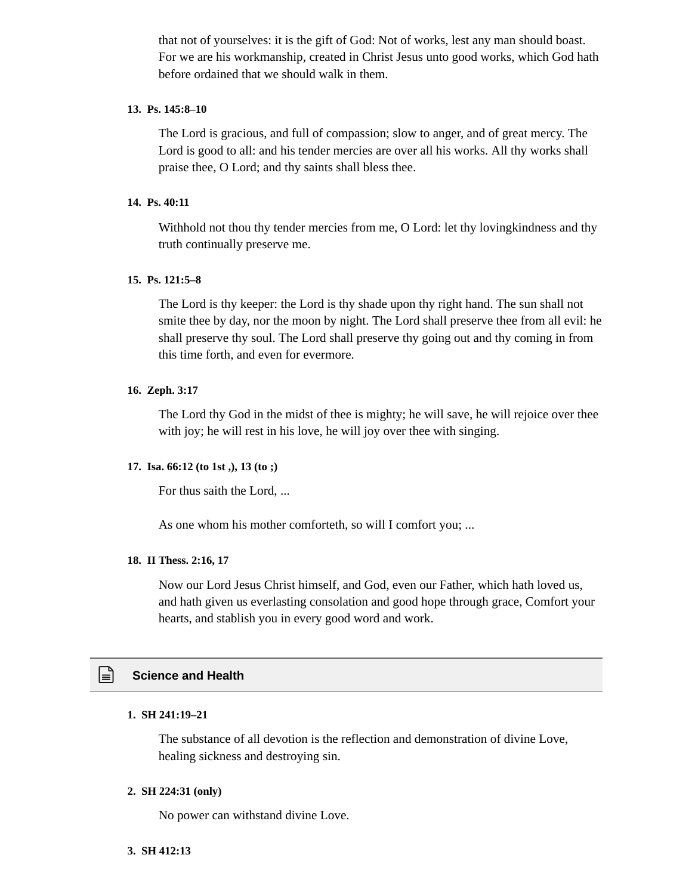that not of yourselves: it is the gift of God: Not of works, lest any man should boast. For we are his workmanship, created in Christ Jesus unto good works, which God hath before ordained that we should walk in them.

**13. Ps. 145:8–10**

The Lord is gracious, and full of compassion; slow to anger, and of great mercy. The Lord is good to all: and his tender mercies are over all his works. All thy works shall praise thee, O Lord; and thy saints shall bless thee.

**14. Ps. 40:11**

Withhold not thou thy tender mercies from me, O Lord: let thy lovingkindness and thy truth continually preserve me.

**15. Ps. 121:5–8**

The Lord is thy keeper: the Lord is thy shade upon thy right hand. The sun shall not smite thee by day, nor the moon by night. The Lord shall preserve thee from all evil: he shall preserve thy soul. The Lord shall preserve thy going out and thy coming in from this time forth, and even for evermore.

**16. Zeph. 3:17**

The Lord thy God in the midst of thee is mighty; he will save, he will rejoice over thee with joy; he will rest in his love, he will joy over thee with singing.

**17. Isa. 66:12 (to 1st ,), 13 (to ;)**

For thus saith the Lord, ...

As one whom his mother comforteth, so will I comfort you; ...

**18. II Thess. 2:16, 17**

Now our Lord Jesus Christ himself, and God, even our Father, which hath loved us, and hath given us everlasting consolation and good hope through grace, Comfort your hearts, and stablish you in every good word and work.

## Science and Health

**1. SH 241:19–21**

The substance of all devotion is the reflection and demonstration of divine Love, healing sickness and destroying sin.

**2. SH 224:31 (only)**

No power can withstand divine Love.

**3. SH 412:13**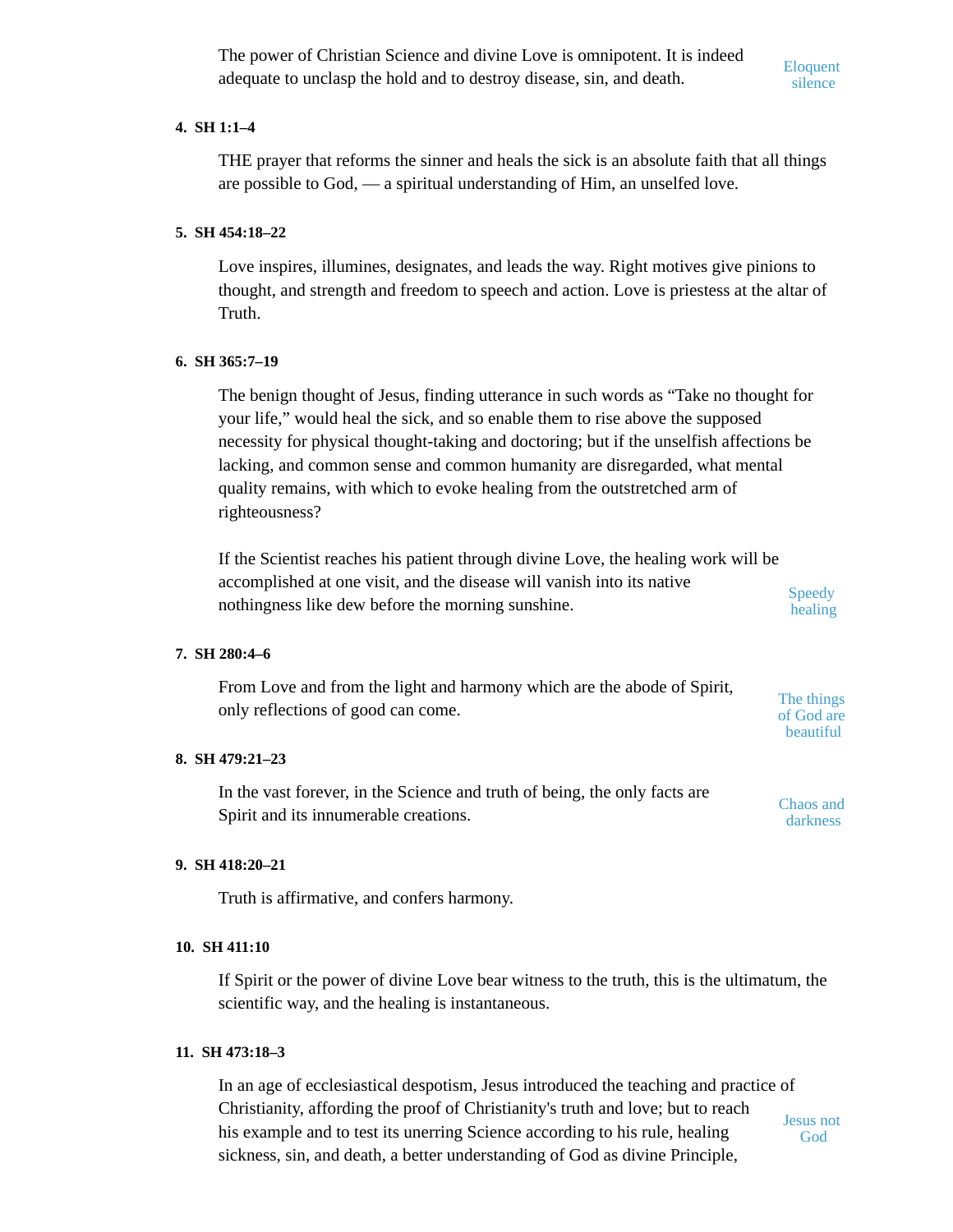The power of Christian Science and divine Love is omnipotent. It is indeed adequate to unclasp the hold and to destroy disease, sin, and death.

Eloquent silence

**4. SH 1:1–4**

THE prayer that reforms the sinner and heals the sick is an absolute faith that all things are possible to God, — a spiritual understanding of Him, an unselfed love.

**5. SH 454:18–22**

Love inspires, illumines, designates, and leads the way. Right motives give pinions to thought, and strength and freedom to speech and action. Love is priestess at the altar of Truth.

**6. SH 365:7–19**

The benign thought of Jesus, finding utterance in such words as "Take no thought for your life," would heal the sick, and so enable them to rise above the supposed necessity for physical thought-taking and doctoring; but if the unselfish affections be lacking, and common sense and common humanity are disregarded, what mental quality remains, with which to evoke healing from the outstretched arm of righteousness?

If the Scientist reaches his patient through divine Love, the healing work will be accomplished at one visit, and the disease will vanish into its native nothingness like dew before the morning sunshine.

Speedy healing

**7. SH 280:4–6**

From Love and from the light and harmony which are the abode of Spirit, only reflections of good can come.

The things of God are beautiful

**8. SH 479:21–23**

In the vast forever, in the Science and truth of being, the only facts are Spirit and its innumerable creations.

Chaos and darkness

**9. SH 418:20–21**

Truth is affirmative, and confers harmony.

**10. SH 411:10**

If Spirit or the power of divine Love bear witness to the truth, this is the ultimatum, the scientific way, and the healing is instantaneous.

**11. SH 473:18–3**

In an age of ecclesiastical despotism, Jesus introduced the teaching and practice of Christianity, affording the proof of Christianity's truth and love; but to reach his example and to test its unerring Science according to his rule, healing sickness, sin, and death, a better understanding of God as divine Principle,

Jesus not God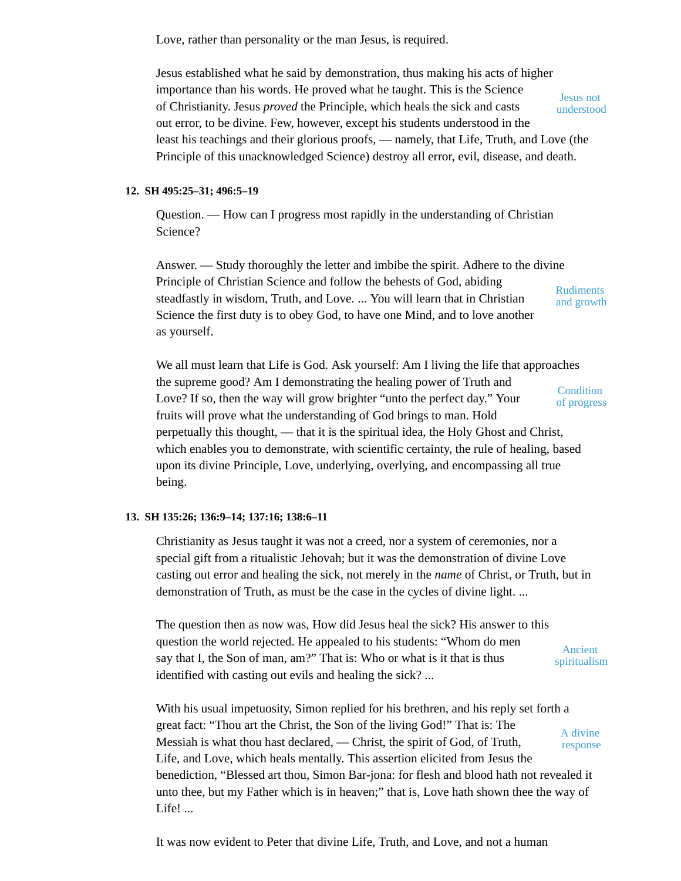Love, rather than personality or the man Jesus, is required.

Jesus established what he said by demonstration, thus making his acts of higher importance than his words. He proved what he taught. This is the Science of Christianity. Jesus *proved* the Principle, which heals the sick and casts out error, to be divine. Few, however, except his students understood in the least his teachings and their glorious proofs, — namely, that Life, Truth, and Love (the Principle of this unacknowledged Science) destroy all error, evil, disease, and death.

Jesus not understood

**12. SH 495:25–31; 496:5–19**

Question. — How can I progress most rapidly in the understanding of Christian Science?

Answer. — Study thoroughly the letter and imbibe the spirit. Adhere to the divine Principle of Christian Science and follow the behests of God, abiding steadfastly in wisdom, Truth, and Love. ... You will learn that in Christian Science the first duty is to obey God, to have one Mind, and to love another as yourself.

Rudiments and growth

We all must learn that Life is God. Ask yourself: Am I living the life that approaches the supreme good? Am I demonstrating the healing power of Truth and Love? If so, then the way will grow brighter "unto the perfect day." Your fruits will prove what the understanding of God brings to man. Hold perpetually this thought, — that it is the spiritual idea, the Holy Ghost and Christ, which enables you to demonstrate, with scientific certainty, the rule of healing, based upon its divine Principle, Love, underlying, overlying, and encompassing all true being.

Condition of progress

**13. SH 135:26; 136:9–14; 137:16; 138:6–11**

Christianity as Jesus taught it was not a creed, nor a system of ceremonies, nor a special gift from a ritualistic Jehovah; but it was the demonstration of divine Love casting out error and healing the sick, not merely in the *name* of Christ, or Truth, but in demonstration of Truth, as must be the case in the cycles of divine light. ...

The question then as now was, How did Jesus heal the sick? His answer to this question the world rejected. He appealed to his students: "Whom do men say that I, the Son of man, am?" That is: Who or what is it that is thus identified with casting out evils and healing the sick? ...

Ancient spiritualism

With his usual impetuosity, Simon replied for his brethren, and his reply set forth a great fact: "Thou art the Christ, the Son of the living God!" That is: The Messiah is what thou hast declared, — Christ, the spirit of God, of Truth, Life, and Love, which heals mentally. This assertion elicited from Jesus the benediction, "Blessed art thou, Simon Bar-jona: for flesh and blood hath not revealed it unto thee, but my Father which is in heaven;" that is, Love hath shown thee the way of Life! ...

A divine response

It was now evident to Peter that divine Life, Truth, and Love, and not a human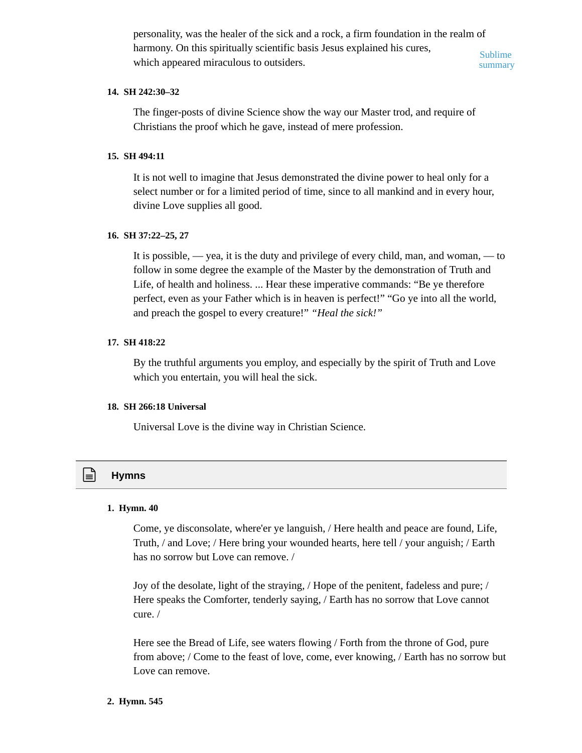personality, was the healer of the sick and a rock, a firm foundation in the realm of harmony. On this spiritually scientific basis Jesus explained his cures, which appeared miraculous to outsiders.

Sublime summary

**14. SH 242:30–32**

The finger-posts of divine Science show the way our Master trod, and require of Christians the proof which he gave, instead of mere profession.

**15. SH 494:11**

It is not well to imagine that Jesus demonstrated the divine power to heal only for a select number or for a limited period of time, since to all mankind and in every hour, divine Love supplies all good.

**16. SH 37:22–25, 27**

It is possible, — yea, it is the duty and privilege of every child, man, and woman, — to follow in some degree the example of the Master by the demonstration of Truth and Life, of health and holiness. ... Hear these imperative commands: “Be ye therefore perfect, even as your Father which is in heaven is perfect!” “Go ye into all the world, and preach the gospel to every creature!” *“Heal the sick!”*

**17. SH 418:22**

By the truthful arguments you employ, and especially by the spirit of Truth and Love which you entertain, you will heal the sick.

**18. SH 266:18 Universal**

Universal Love is the divine way in Christian Science.

## Hymns

**1. Hymn. 40**

Come, ye disconsolate, where'er ye languish, / Here health and peace are found, Life, Truth, / and Love; / Here bring your wounded hearts, here tell / your anguish; / Earth has no sorrow but Love can remove. /

Joy of the desolate, light of the straying, / Hope of the penitent, fadeless and pure; / Here speaks the Comforter, tenderly saying, / Earth has no sorrow that Love cannot cure. /

Here see the Bread of Life, see waters flowing / Forth from the throne of God, pure from above; / Come to the feast of love, come, ever knowing, / Earth has no sorrow but Love can remove.

**2. Hymn. 545**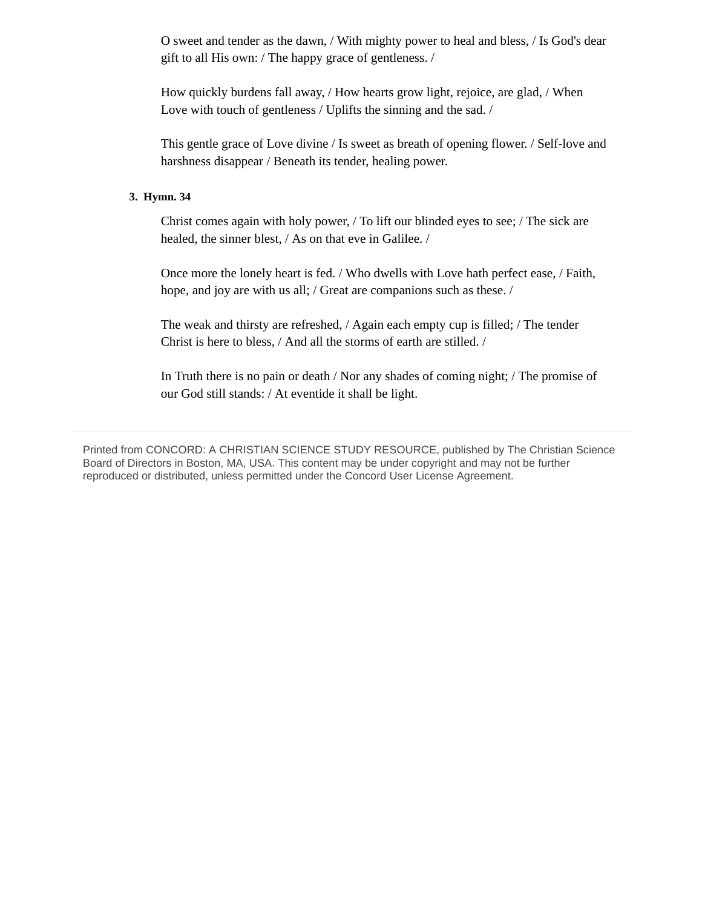O sweet and tender as the dawn, / With mighty power to heal and bless, / Is God's dear gift to all His own: / The happy grace of gentleness. /

How quickly burdens fall away, / How hearts grow light, rejoice, are glad, / When Love with touch of gentleness / Uplifts the sinning and the sad. /

This gentle grace of Love divine / Is sweet as breath of opening flower. / Self-love and harshness disappear / Beneath its tender, healing power.

3. **Hymn. 34**

Christ comes again with holy power, / To lift our blinded eyes to see; / The sick are healed, the sinner blest, / As on that eve in Galilee. /

Once more the lonely heart is fed. / Who dwells with Love hath perfect ease, / Faith, hope, and joy are with us all; / Great are companions such as these. /

The weak and thirsty are refreshed, / Again each empty cup is filled; / The tender Christ is here to bless, / And all the storms of earth are stilled. /

In Truth there is no pain or death / Nor any shades of coming night; / The promise of our God still stands: / At eventide it shall be light.

---

Printed from CONCORD: A CHRISTIAN SCIENCE STUDY RESOURCE, published by The Christian Science Board of Directors in Boston, MA, USA. This content may be under copyright and may not be further reproduced or distributed, unless permitted under the Concord User License Agreement.